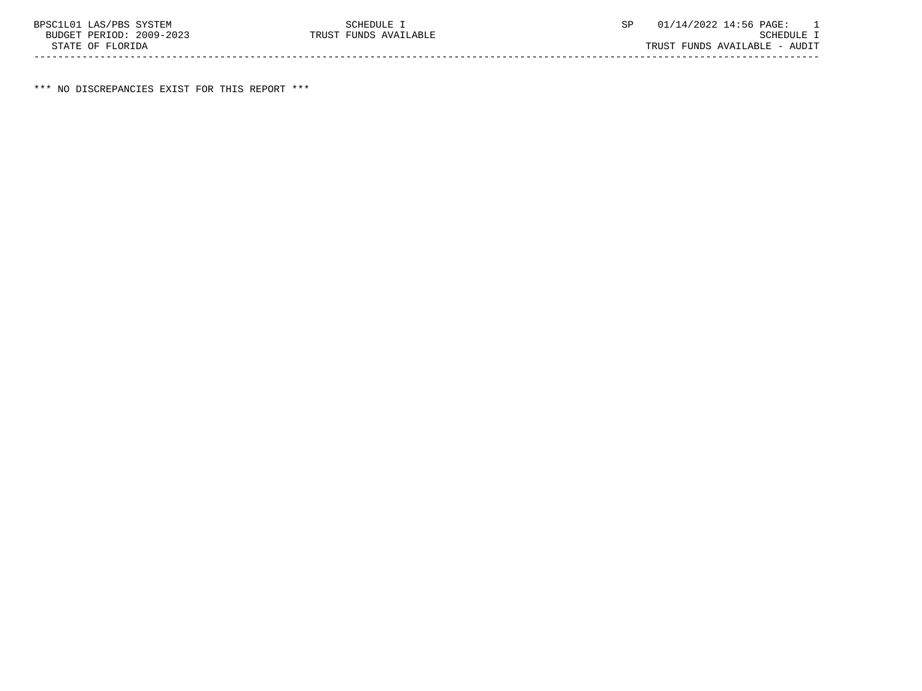BPSC1L01 LAS/PBS SYSTEM SCHEDULE I SP 01/14/2022 14:56 PAGE: 1
BUDGET PERIOD: 2009-2023 TRUST FUNDS AVAILABLE SCHEDULE I
STATE OF FLORIDA TRUST FUNDS AVAILABLE - AUDIT

---

*** NO DISCREPANCIES EXIST FOR THIS REPORT ***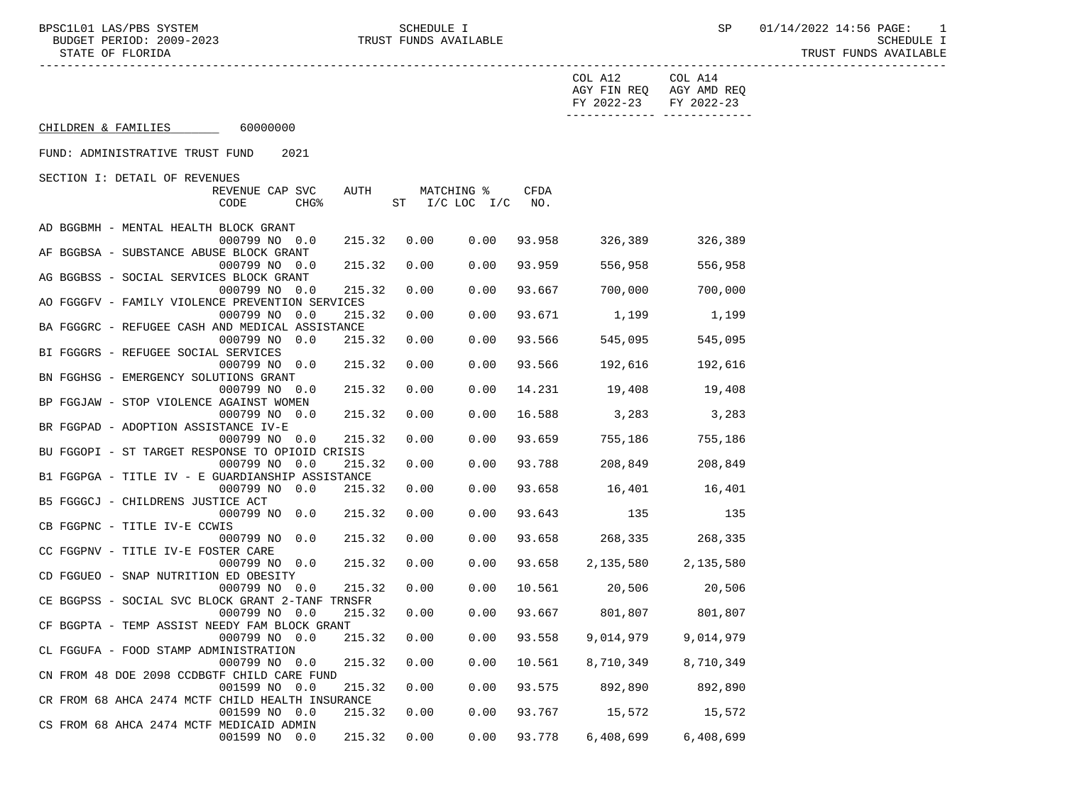CHILDREN & FAMILIES 60000000

FUND: ADMINISTRATIVE TRUST FUND 2021

SECTION I: DETAIL OF REVENUES

| | REVENUE CODE | CAP SVC CHG% | AUTH | MATCHING % ST | I/C LOC I/C | CFDA NO. | COL A12 AGY FIN REQ FY 2022-23 | COL A14 AGY AMD REQ FY 2022-23 |
|---|---|---|---|---|---|---|---|---|
| AD BGGBMH - MENTAL HEALTH BLOCK GRANT | 000799 | NO 0.0 | 215.32 | 0.00 | 0.00 | 93.958 | 326,389 | 326,389 |
| AF BGGBSA - SUBSTANCE ABUSE BLOCK GRANT | 000799 | NO 0.0 | 215.32 | 0.00 | 0.00 | 93.959 | 556,958 | 556,958 |
| AG BGGBSS - SOCIAL SERVICES BLOCK GRANT | 000799 | NO 0.0 | 215.32 | 0.00 | 0.00 | 93.667 | 700,000 | 700,000 |
| AO FGGGFV - FAMILY VIOLENCE PREVENTION SERVICES | 000799 | NO 0.0 | 215.32 | 0.00 | 0.00 | 93.671 | 1,199 | 1,199 |
| BA FGGGRC - REFUGEE CASH AND MEDICAL ASSISTANCE | 000799 | NO 0.0 | 215.32 | 0.00 | 0.00 | 93.566 | 545,095 | 545,095 |
| BI FGGGRS - REFUGEE SOCIAL SERVICES | 000799 | NO 0.0 | 215.32 | 0.00 | 0.00 | 93.566 | 192,616 | 192,616 |
| BN FGGHSG - EMERGENCY SOLUTIONS GRANT | 000799 | NO 0.0 | 215.32 | 0.00 | 0.00 | 14.231 | 19,408 | 19,408 |
| BP FGGJAW - STOP VIOLENCE AGAINST WOMEN | 000799 | NO 0.0 | 215.32 | 0.00 | 0.00 | 16.588 | 3,283 | 3,283 |
| BR FGGPAD - ADOPTION ASSISTANCE IV-E | 000799 | NO 0.0 | 215.32 | 0.00 | 0.00 | 93.659 | 755,186 | 755,186 |
| BU FGGOPI - ST TARGET RESPONSE TO OPIOID CRISIS | 000799 | NO 0.0 | 215.32 | 0.00 | 0.00 | 93.788 | 208,849 | 208,849 |
| B1 FGGPGA - TITLE IV - E GUARDIANSHIP ASSISTANCE | 000799 | NO 0.0 | 215.32 | 0.00 | 0.00 | 93.658 | 16,401 | 16,401 |
| B5 FGGGCJ - CHILDRENS JUSTICE ACT | 000799 | NO 0.0 | 215.32 | 0.00 | 0.00 | 93.643 | 135 | 135 |
| CB FGGPNC - TITLE IV-E CCWIS | 000799 | NO 0.0 | 215.32 | 0.00 | 0.00 | 93.658 | 268,335 | 268,335 |
| CC FGGPNV - TITLE IV-E FOSTER CARE | 000799 | NO 0.0 | 215.32 | 0.00 | 0.00 | 93.658 | 2,135,580 | 2,135,580 |
| CD FGGUEO - SNAP NUTRITION ED OBESITY | 000799 | NO 0.0 | 215.32 | 0.00 | 0.00 | 10.561 | 20,506 | 20,506 |
| CE BGGPSS - SOCIAL SVC BLOCK GRANT 2-TANF TRNSFR | 000799 | NO 0.0 | 215.32 | 0.00 | 0.00 | 93.667 | 801,807 | 801,807 |
| CF BGGPTA - TEMP ASSIST NEEDY FAM BLOCK GRANT | 000799 | NO 0.0 | 215.32 | 0.00 | 0.00 | 93.558 | 9,014,979 | 9,014,979 |
| CL FGGUFA - FOOD STAMP ADMINISTRATION | 000799 | NO 0.0 | 215.32 | 0.00 | 0.00 | 10.561 | 8,710,349 | 8,710,349 |
| CN FROM 48 DOE 2098 CCDBGTF CHILD CARE FUND | 001599 | NO 0.0 | 215.32 | 0.00 | 0.00 | 93.575 | 892,890 | 892,890 |
| CR FROM 68 AHCA 2474 MCTF CHILD HEALTH INSURANCE | 001599 | NO 0.0 | 215.32 | 0.00 | 0.00 | 93.767 | 15,572 | 15,572 |
| CS FROM 68 AHCA 2474 MCTF MEDICAID ADMIN | 001599 | NO 0.0 | 215.32 | 0.00 | 0.00 | 93.778 | 6,408,699 | 6,408,699 |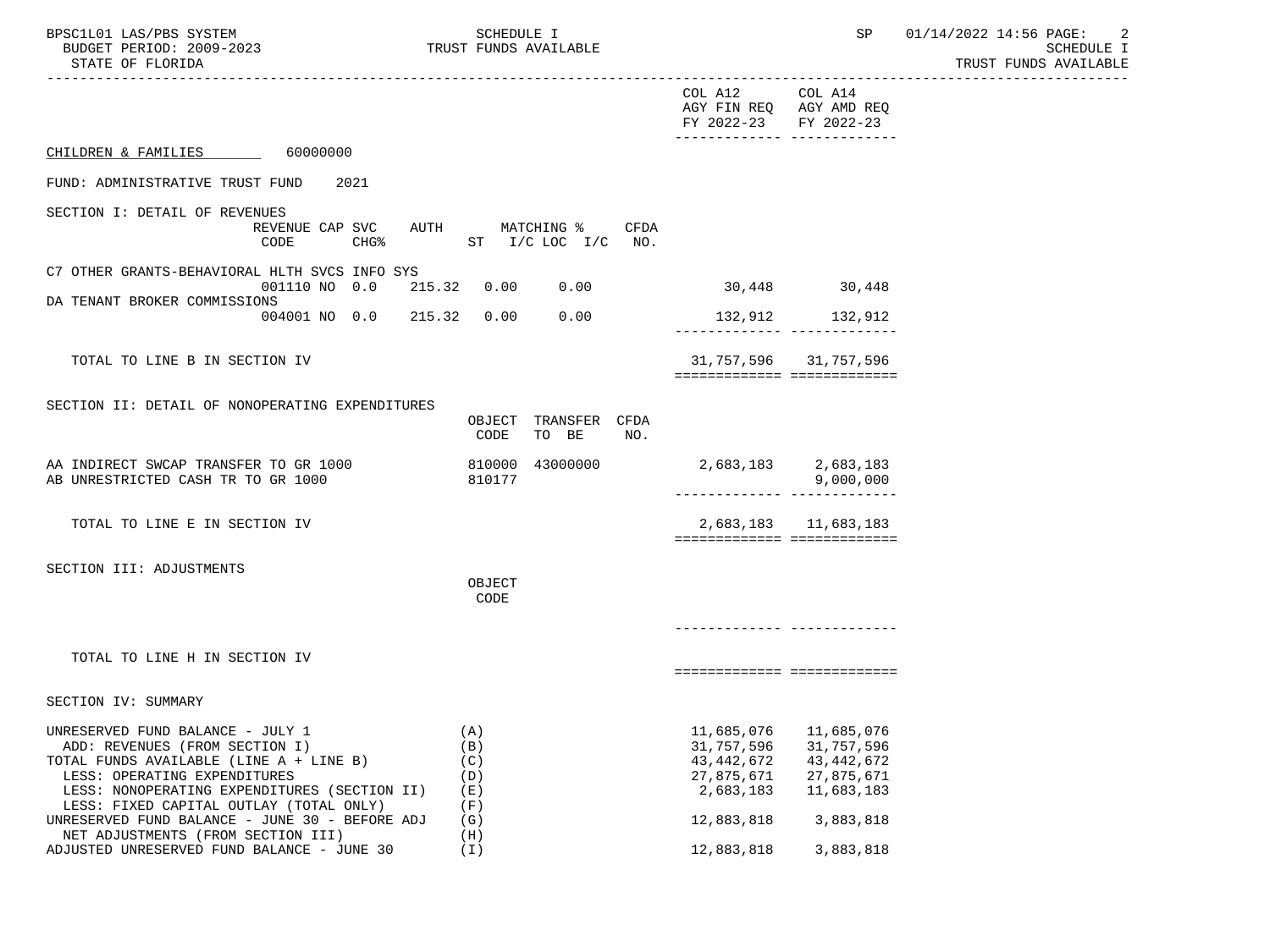| | COL A12 AGY FIN REQ FY 2022-23 | COL A14 AGY AMD REQ FY 2022-23 |
|---|---|---|

CHILDREN & FAMILIES 60000000

FUND: ADMINISTRATIVE TRUST FUND 2021

SECTION I: DETAIL OF REVENUES

| | REVENUE CODE | CAP CHG% | SVC | AUTH ST | MATCHING % I/C | LOC I/C | CFDA NO. | COL A12 AGY FIN REQ FY 2022-23 | COL A14 AGY AMD REQ FY 2022-23 |
|---|---|---|---|---|---|---|---|---|---|
| C7 OTHER GRANTS-BEHAVIORAL HLTH SVCS INFO SYS | 001110 | NO | 0.0 | 215.32 | 0.00 | 0.00 | | 30,448 | 30,448 |
| DA TENANT BROKER COMMISSIONS | 004001 | NO | 0.0 | 215.32 | 0.00 | 0.00 | | 132,912 | 132,912 |
| TOTAL TO LINE B IN SECTION IV | | | | | | | | 31,757,596 | 31,757,596 |

SECTION II: DETAIL OF NONOPERATING EXPENDITURES

| | OBJECT CODE | TRANSFER TO BE | CFDA NO. | COL A12 AGY FIN REQ FY 2022-23 | COL A14 AGY AMD REQ FY 2022-23 |
|---|---|---|---|---|---|
| AA INDIRECT SWCAP TRANSFER TO GR 1000 | 810000 | 43000000 | | 2,683,183 | 2,683,183 |
| AB UNRESTRICTED CASH TR TO GR 1000 | 810177 | | | | 9,000,000 |
| TOTAL TO LINE E IN SECTION IV | | | | 2,683,183 | 11,683,183 |

SECTION III: ADJUSTMENTS

| | OBJECT CODE | COL A12 AGY FIN REQ FY 2022-23 | COL A14 AGY AMD REQ FY 2022-23 |
|---|---|---|---|
| TOTAL TO LINE H IN SECTION IV | | | |

SECTION IV: SUMMARY

| | | COL A12 AGY FIN REQ FY 2022-23 | COL A14 AGY AMD REQ FY 2022-23 |
|---|---|---|---|
| UNRESERVED FUND BALANCE - JULY 1 | (A) | 11,685,076 | 11,685,076 |
| ADD: REVENUES (FROM SECTION I) | (B) | 31,757,596 | 31,757,596 |
| TOTAL FUNDS AVAILABLE (LINE A + LINE B) | (C) | 43,442,672 | 43,442,672 |
| LESS: OPERATING EXPENDITURES | (D) | 27,875,671 | 27,875,671 |
| LESS: NONOPERATING EXPENDITURES (SECTION II) | (E) | 2,683,183 | 11,683,183 |
| LESS: FIXED CAPITAL OUTLAY (TOTAL ONLY) | (F) | | |
| UNRESERVED FUND BALANCE - JUNE 30 - BEFORE ADJ | (G) | 12,883,818 | 3,883,818 |
| NET ADJUSTMENTS (FROM SECTION III) | (H) | | |
| ADJUSTED UNRESERVED FUND BALANCE - JUNE 30 | (I) | 12,883,818 | 3,883,818 |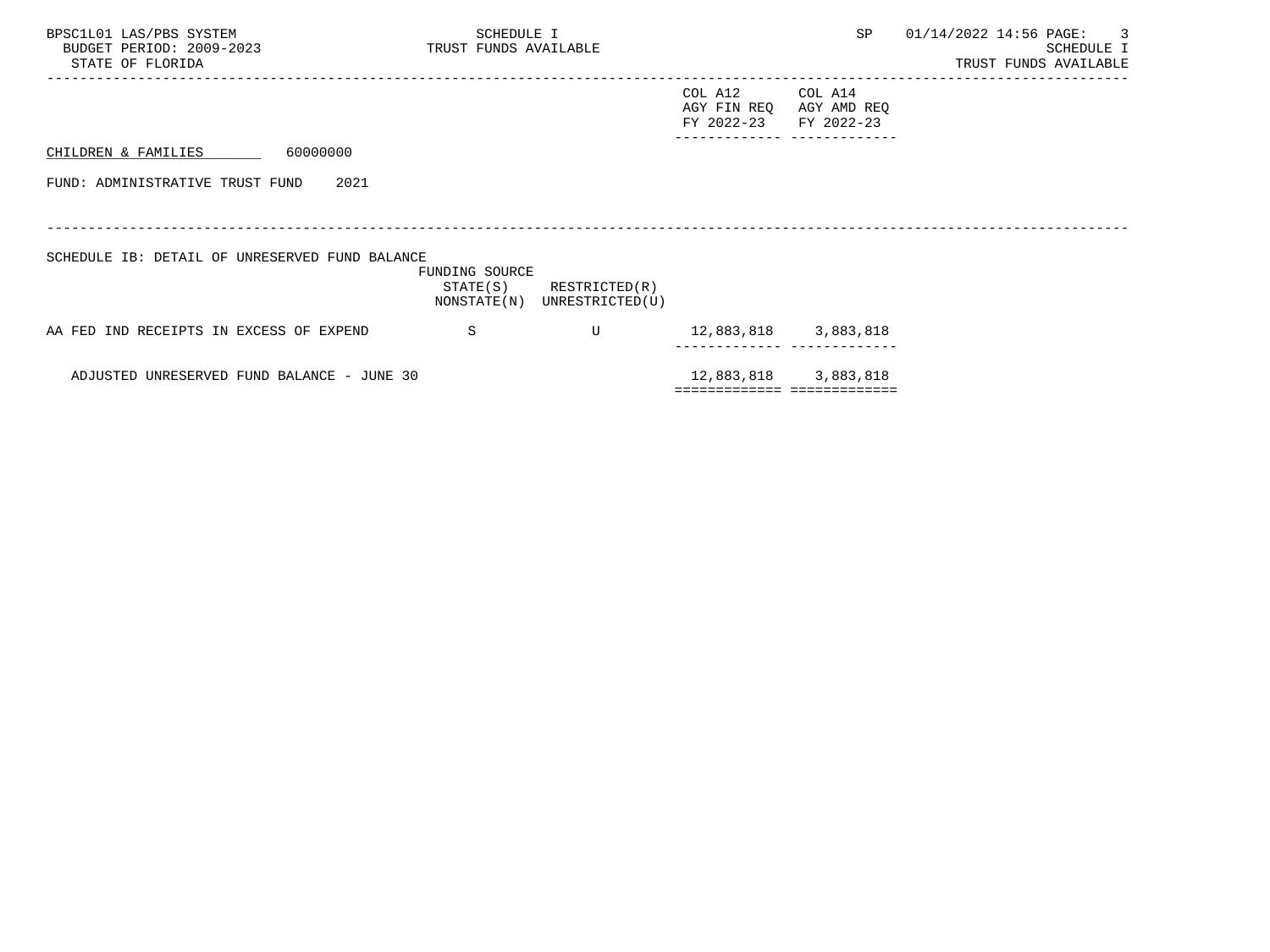CHILDREN & FAMILIES 60000000

FUND: ADMINISTRATIVE TRUST FUND 2021

SCHEDULE IB: DETAIL OF UNRESERVED FUND BALANCE

| | FUNDING SOURCE STATE(S) NONSTATE(N) | RESTRICTED(R) UNRESTRICTED(U) | COL A12 AGY FIN REQ FY 2022-23 | COL A14 AGY AMD REQ FY 2022-23 |
|---|---|---|---|---|
| AA FED IND RECEIPTS IN EXCESS OF EXPEND | S | U | 12,883,818 | 3,883,818 |
| ADJUSTED UNRESERVED FUND BALANCE - JUNE 30 | | | 12,883,818 | 3,883,818 |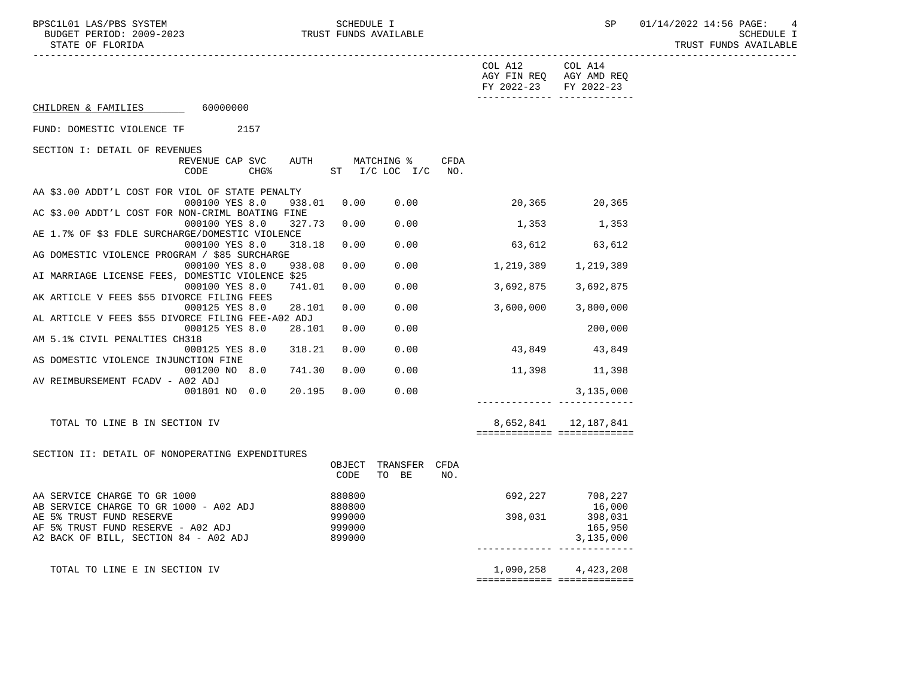COL A12 AGY FIN REQ FY 2022-23 | COL A14 AGY AMD REQ FY 2022-23

CHILDREN & FAMILIES 60000000

FUND: DOMESTIC VIOLENCE TF 2157

SECTION I: DETAIL OF REVENUES

| | REVENUE CODE | CAP CHG% | SVC | AUTH ST | MATCHING % I/C | LOC I/C | CFDA NO. | COL A12 AGY FIN REQ FY 2022-23 | COL A14 AGY AMD REQ FY 2022-23 |
|---|---|---|---|---|---|---|---|---|---|
| AA $3.00 ADDT'L COST FOR VIOL OF STATE PENALTY | 000100 | YES | 8.0 | 938.01 | 0.00 | 0.00 | | 20,365 | 20,365 |
| AC $3.00 ADDT'L COST FOR NON-CRIML BOATING FINE | 000100 | YES | 8.0 | 327.73 | 0.00 | 0.00 | | 1,353 | 1,353 |
| AE 1.7% OF $3 FDLE SURCHARGE/DOMESTIC VIOLENCE | 000100 | YES | 8.0 | 318.18 | 0.00 | 0.00 | | 63,612 | 63,612 |
| AG DOMESTIC VIOLENCE PROGRAM / $85 SURCHARGE | 000100 | YES | 8.0 | 938.08 | 0.00 | 0.00 | | 1,219,389 | 1,219,389 |
| AI MARRIAGE LICENSE FEES, DOMESTIC VIOLENCE $25 | 000100 | YES | 8.0 | 741.01 | 0.00 | 0.00 | | 3,692,875 | 3,692,875 |
| AK ARTICLE V FEES $55 DIVORCE FILING FEES | 000125 | YES | 8.0 | 28.101 | 0.00 | 0.00 | | 3,600,000 | 3,800,000 |
| AL ARTICLE V FEES $55 DIVORCE FILING FEE-A02 ADJ | 000125 | YES | 8.0 | 28.101 | 0.00 | 0.00 | | | 200,000 |
| AM 5.1% CIVIL PENALTIES CH318 | 000125 | YES | 8.0 | 318.21 | 0.00 | 0.00 | | 43,849 | 43,849 |
| AS DOMESTIC VIOLENCE INJUNCTION FINE | 001200 | NO | 8.0 | 741.30 | 0.00 | 0.00 | | 11,398 | 11,398 |
| AV REIMBURSEMENT FCADV - A02 ADJ | 001801 | NO | 0.0 | 20.195 | 0.00 | 0.00 | | | 3,135,000 |
| TOTAL TO LINE B IN SECTION IV | | | | | | | | 8,652,841 | 12,187,841 |

SECTION II: DETAIL OF NONOPERATING EXPENDITURES

| | OBJECT CODE | TRANSFER TO BE | CFDA NO. | COL A12 AGY FIN REQ FY 2022-23 | COL A14 AGY AMD REQ FY 2022-23 |
|---|---|---|---|---|---|
| AA SERVICE CHARGE TO GR 1000 | 880800 | | | 692,227 | 708,227 |
| AB SERVICE CHARGE TO GR 1000 - A02 ADJ | 880800 | | | | 16,000 |
| AE 5% TRUST FUND RESERVE | 999000 | | | 398,031 | 398,031 |
| AF 5% TRUST FUND RESERVE - A02 ADJ | 999000 | | | | 165,950 |
| A2 BACK OF BILL, SECTION 84 - A02 ADJ | 899000 | | | | 3,135,000 |
| TOTAL TO LINE E IN SECTION IV | | | | 1,090,258 | 4,423,208 |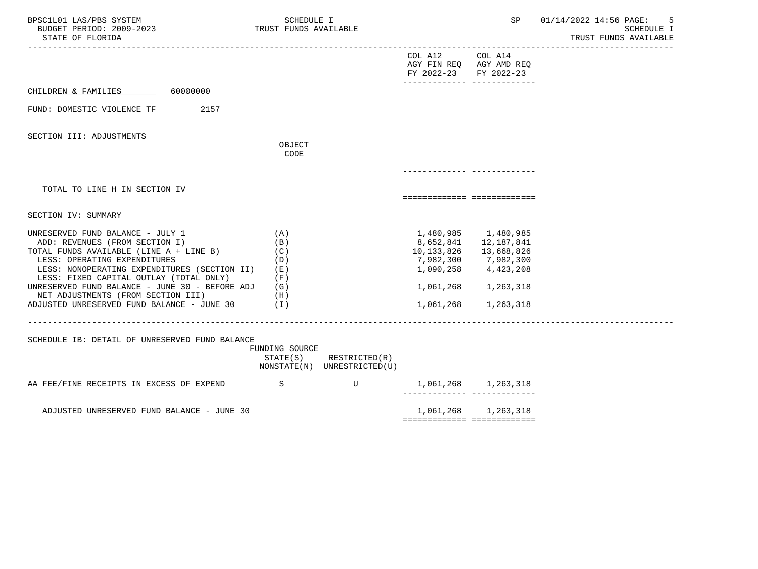CHILDREN & FAMILIES 60000000

FUND: DOMESTIC VIOLENCE TF 2157

## SECTION III: ADJUSTMENTS

| | OBJECT CODE | COL A12 AGY FIN REQ FY 2022-23 | COL A14 AGY AMD REQ FY 2022-23 |
|---|---|---|---|
| TOTAL TO LINE H IN SECTION IV | | | |

## SECTION IV: SUMMARY

| | | COL A12 AGY FIN REQ FY 2022-23 | COL A14 AGY AMD REQ FY 2022-23 |
|---|---|---|---|
| UNRESERVED FUND BALANCE - JULY 1 | (A) | 1,480,985 | 1,480,985 |
| ADD: REVENUES (FROM SECTION I) | (B) | 8,652,841 | 12,187,841 |
| TOTAL FUNDS AVAILABLE (LINE A + LINE B) | (C) | 10,133,826 | 13,668,826 |
| LESS: OPERATING EXPENDITURES | (D) | 7,982,300 | 7,982,300 |
| LESS: NONOPERATING EXPENDITURES (SECTION II) | (E) | 1,090,258 | 4,423,208 |
| LESS: FIXED CAPITAL OUTLAY (TOTAL ONLY) | (F) | | |
| UNRESERVED FUND BALANCE - JUNE 30 - BEFORE ADJ | (G) | 1,061,268 | 1,263,318 |
| NET ADJUSTMENTS (FROM SECTION III) | (H) | | |
| ADJUSTED UNRESERVED FUND BALANCE - JUNE 30 | (I) | 1,061,268 | 1,263,318 |

## SCHEDULE IB: DETAIL OF UNRESERVED FUND BALANCE

| | FUNDING SOURCE STATE(S) NONSTATE(N) | RESTRICTED(R) UNRESTRICTED(U) | COL A12 AGY FIN REQ FY 2022-23 | COL A14 AGY AMD REQ FY 2022-23 |
|---|---|---|---|---|
| AA FEE/FINE RECEIPTS IN EXCESS OF EXPEND | S | U | 1,061,268 | 1,263,318 |
| ADJUSTED UNRESERVED FUND BALANCE - JUNE 30 | | | 1,061,268 | 1,263,318 |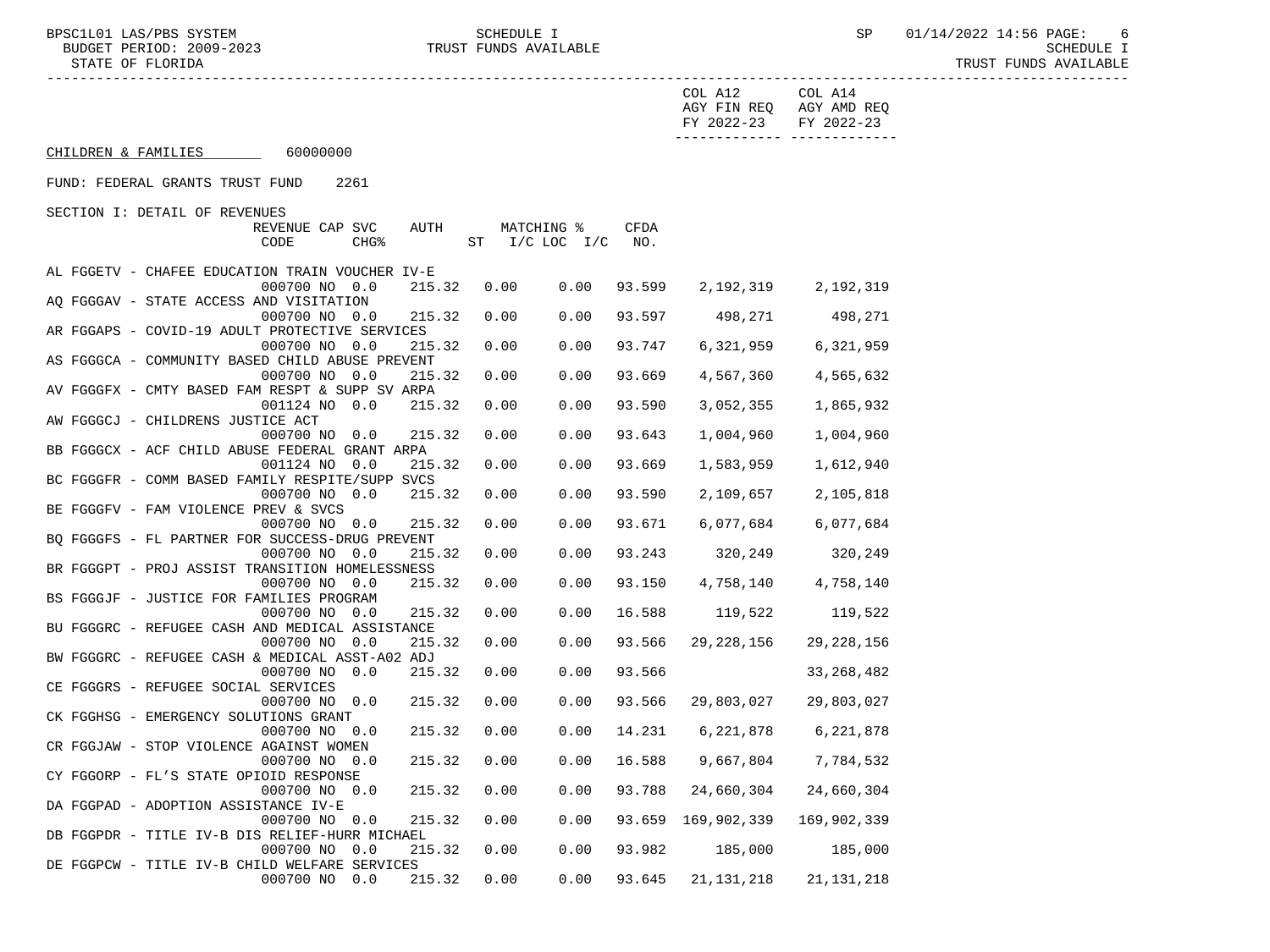COL A12 AGY FIN REQ FY 2022-23 | COL A14 AGY AMD REQ FY 2022-23

CHILDREN & FAMILIES 60000000

FUND: FEDERAL GRANTS TRUST FUND 2261

SECTION I: DETAIL OF REVENUES

| | REVENUE CODE | CAP CHG% | SVC | AUTH ST | MATCHING % I/C | LOC I/C | CFDA NO. | COL A12 AGY FIN REQ FY 2022-23 | COL A14 AGY AMD REQ FY 2022-23 |
|---|---|---|---|---|---|---|---|---|---|
| AL FGGETV - CHAFEE EDUCATION TRAIN VOUCHER IV-E | 000700 | NO | 0.0 | 215.32 | 0.00 | 0.00 | 93.599 | 2,192,319 | 2,192,319 |
| AQ FGGGAV - STATE ACCESS AND VISITATION | 000700 | NO | 0.0 | 215.32 | 0.00 | 0.00 | 93.597 | 498,271 | 498,271 |
| AR FGGAPS - COVID-19 ADULT PROTECTIVE SERVICES | 000700 | NO | 0.0 | 215.32 | 0.00 | 0.00 | 93.747 | 6,321,959 | 6,321,959 |
| AS FGGGCA - COMMUNITY BASED CHILD ABUSE PREVENT | 000700 | NO | 0.0 | 215.32 | 0.00 | 0.00 | 93.669 | 4,567,360 | 4,565,632 |
| AV FGGGFX - CMTY BASED FAM RESPT & SUPP SV ARPA | 001124 | NO | 0.0 | 215.32 | 0.00 | 0.00 | 93.590 | 3,052,355 | 1,865,932 |
| AW FGGGCJ - CHILDRENS JUSTICE ACT | 000700 | NO | 0.0 | 215.32 | 0.00 | 0.00 | 93.643 | 1,004,960 | 1,004,960 |
| BB FGGGCX - ACF CHILD ABUSE FEDERAL GRANT ARPA | 001124 | NO | 0.0 | 215.32 | 0.00 | 0.00 | 93.669 | 1,583,959 | 1,612,940 |
| BC FGGGFR - COMM BASED FAMILY RESPITE/SUPP SVCS | 000700 | NO | 0.0 | 215.32 | 0.00 | 0.00 | 93.590 | 2,109,657 | 2,105,818 |
| BE FGGGFV - FAM VIOLENCE PREV & SVCS | 000700 | NO | 0.0 | 215.32 | 0.00 | 0.00 | 93.671 | 6,077,684 | 6,077,684 |
| BQ FGGGFS - FL PARTNER FOR SUCCESS-DRUG PREVENT | 000700 | NO | 0.0 | 215.32 | 0.00 | 0.00 | 93.243 | 320,249 | 320,249 |
| BR FGGGPT - PROJ ASSIST TRANSITION HOMELESSNESS | 000700 | NO | 0.0 | 215.32 | 0.00 | 0.00 | 93.150 | 4,758,140 | 4,758,140 |
| BS FGGGJF - JUSTICE FOR FAMILIES PROGRAM | 000700 | NO | 0.0 | 215.32 | 0.00 | 0.00 | 16.588 | 119,522 | 119,522 |
| BU FGGGRC - REFUGEE CASH AND MEDICAL ASSISTANCE | 000700 | NO | 0.0 | 215.32 | 0.00 | 0.00 | 93.566 | 29,228,156 | 29,228,156 |
| BW FGGGRC - REFUGEE CASH & MEDICAL ASST-A02 ADJ | 000700 | NO | 0.0 | 215.32 | 0.00 | 0.00 | 93.566 | | 33,268,482 |
| CE FGGGRS - REFUGEE SOCIAL SERVICES | 000700 | NO | 0.0 | 215.32 | 0.00 | 0.00 | 93.566 | 29,803,027 | 29,803,027 |
| CK FGGHSG - EMERGENCY SOLUTIONS GRANT | 000700 | NO | 0.0 | 215.32 | 0.00 | 0.00 | 14.231 | 6,221,878 | 6,221,878 |
| CR FGGJAW - STOP VIOLENCE AGAINST WOMEN | 000700 | NO | 0.0 | 215.32 | 0.00 | 0.00 | 16.588 | 9,667,804 | 7,784,532 |
| CY FGGORP - FL'S STATE OPIOID RESPONSE | 000700 | NO | 0.0 | 215.32 | 0.00 | 0.00 | 93.788 | 24,660,304 | 24,660,304 |
| DA FGGPAD - ADOPTION ASSISTANCE IV-E | 000700 | NO | 0.0 | 215.32 | 0.00 | 0.00 | 93.659 | 169,902,339 | 169,902,339 |
| DB FGGPDR - TITLE IV-B DIS RELIEF-HURR MICHAEL | 000700 | NO | 0.0 | 215.32 | 0.00 | 0.00 | 93.982 | 185,000 | 185,000 |
| DE FGGPCW - TITLE IV-B CHILD WELFARE SERVICES | 000700 | NO | 0.0 | 215.32 | 0.00 | 0.00 | 93.645 | 21,131,218 | 21,131,218 |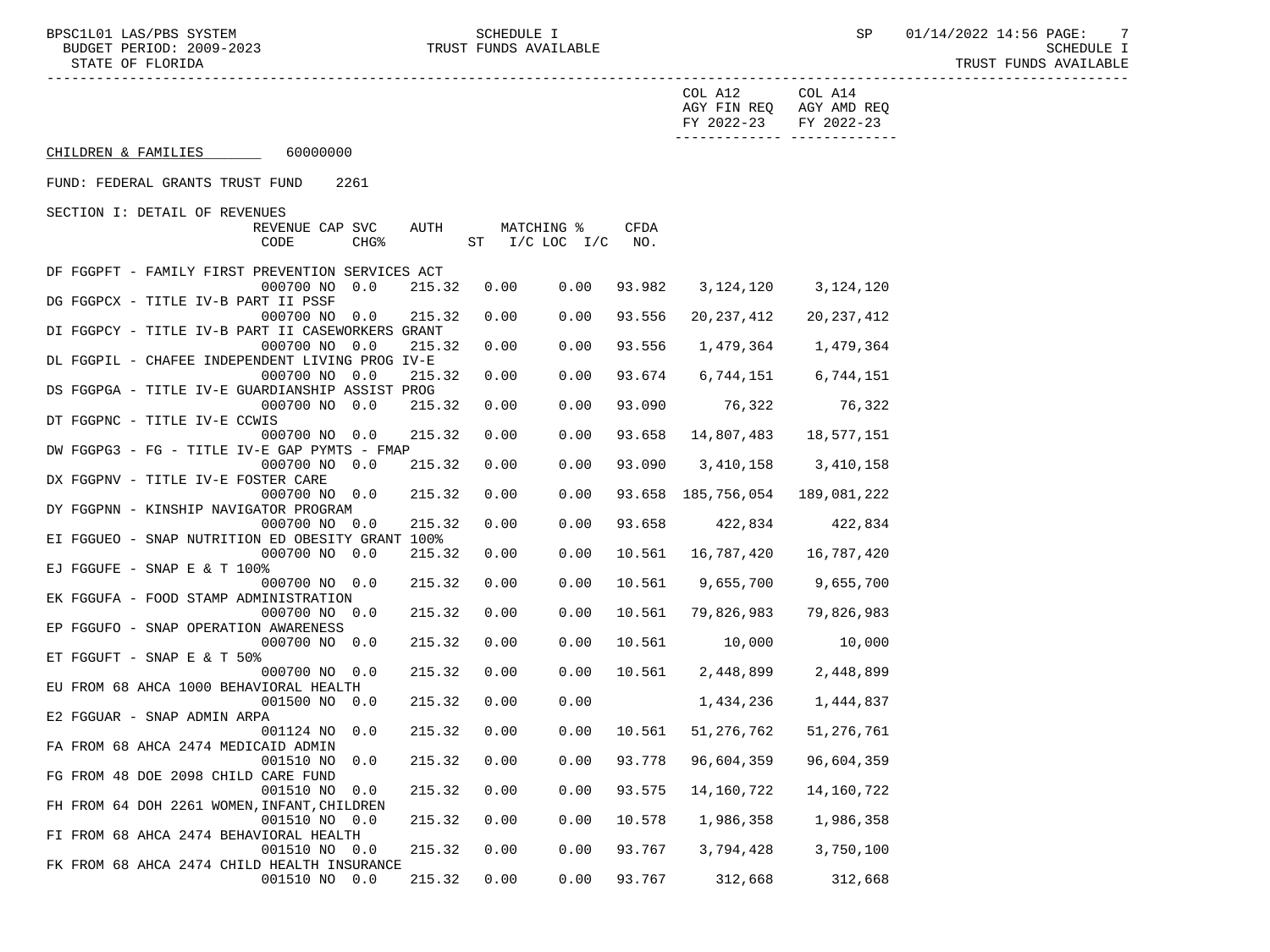CHILDREN & FAMILIES 60000000

FUND: FEDERAL GRANTS TRUST FUND 2261

SECTION I: DETAIL OF REVENUES

| Description | REVENUE CODE | CAP CHG% | SVC | AUTH ST | MATCHING % I/C | LOC I/C | CFDA NO. | COL A12 AGY FIN REQ FY 2022-23 | COL A14 AGY AMD REQ FY 2022-23 |
|---|---|---|---|---|---|---|---|---|---|
| DF FGGPFT - FAMILY FIRST PREVENTION SERVICES ACT | 000700 | NO | 0.0 | 215.32 | 0.00 | 0.00 | 93.982 | 3,124,120 | 3,124,120 |
| DG FGGPCX - TITLE IV-B PART II PSSF | 000700 | NO | 0.0 | 215.32 | 0.00 | 0.00 | 93.556 | 20,237,412 | 20,237,412 |
| DI FGGPCY - TITLE IV-B PART II CASEWORKERS GRANT | 000700 | NO | 0.0 | 215.32 | 0.00 | 0.00 | 93.556 | 1,479,364 | 1,479,364 |
| DL FGGPIL - CHAFEE INDEPENDENT LIVING PROG IV-E | 000700 | NO | 0.0 | 215.32 | 0.00 | 0.00 | 93.674 | 6,744,151 | 6,744,151 |
| DS FGGPGA - TITLE IV-E GUARDIANSHIP ASSIST PROG | 000700 | NO | 0.0 | 215.32 | 0.00 | 0.00 | 93.090 | 76,322 | 76,322 |
| DT FGGPNC - TITLE IV-E CCWIS | 000700 | NO | 0.0 | 215.32 | 0.00 | 0.00 | 93.658 | 14,807,483 | 18,577,151 |
| DW FGGPG3 - FG - TITLE IV-E GAP PYMTS - FMAP | 000700 | NO | 0.0 | 215.32 | 0.00 | 0.00 | 93.090 | 3,410,158 | 3,410,158 |
| DX FGGPNV - TITLE IV-E FOSTER CARE | 000700 | NO | 0.0 | 215.32 | 0.00 | 0.00 | 93.658 | 185,756,054 | 189,081,222 |
| DY FGGPNN - KINSHIP NAVIGATOR PROGRAM | 000700 | NO | 0.0 | 215.32 | 0.00 | 0.00 | 93.658 | 422,834 | 422,834 |
| EI FGGUEO - SNAP NUTRITION ED OBESITY GRANT 100% | 000700 | NO | 0.0 | 215.32 | 0.00 | 0.00 | 10.561 | 16,787,420 | 16,787,420 |
| EJ FGGUFE - SNAP E & T 100% | 000700 | NO | 0.0 | 215.32 | 0.00 | 0.00 | 10.561 | 9,655,700 | 9,655,700 |
| EK FGGUFA - FOOD STAMP ADMINISTRATION | 000700 | NO | 0.0 | 215.32 | 0.00 | 0.00 | 10.561 | 79,826,983 | 79,826,983 |
| EP FGGUFO - SNAP OPERATION AWARENESS | 000700 | NO | 0.0 | 215.32 | 0.00 | 0.00 | 10.561 | 10,000 | 10,000 |
| ET FGGUFT - SNAP E & T 50% | 000700 | NO | 0.0 | 215.32 | 0.00 | 0.00 | 10.561 | 2,448,899 | 2,448,899 |
| EU FROM 68 AHCA 1000 BEHAVIORAL HEALTH | 001500 | NO | 0.0 | 215.32 | 0.00 | 0.00 | | 1,434,236 | 1,444,837 |
| E2 FGGUAR - SNAP ADMIN ARPA | 001124 | NO | 0.0 | 215.32 | 0.00 | 0.00 | 10.561 | 51,276,762 | 51,276,761 |
| FA FROM 68 AHCA 2474 MEDICAID ADMIN | 001510 | NO | 0.0 | 215.32 | 0.00 | 0.00 | 93.778 | 96,604,359 | 96,604,359 |
| FG FROM 48 DOE 2098 CHILD CARE FUND | 001510 | NO | 0.0 | 215.32 | 0.00 | 0.00 | 93.575 | 14,160,722 | 14,160,722 |
| FH FROM 64 DOH 2261 WOMEN,INFANT,CHILDREN | 001510 | NO | 0.0 | 215.32 | 0.00 | 0.00 | 10.578 | 1,986,358 | 1,986,358 |
| FI FROM 68 AHCA 2474 BEHAVIORAL HEALTH | 001510 | NO | 0.0 | 215.32 | 0.00 | 0.00 | 93.767 | 3,794,428 | 3,750,100 |
| FK FROM 68 AHCA 2474 CHILD HEALTH INSURANCE | 001510 | NO | 0.0 | 215.32 | 0.00 | 0.00 | 93.767 | 312,668 | 312,668 |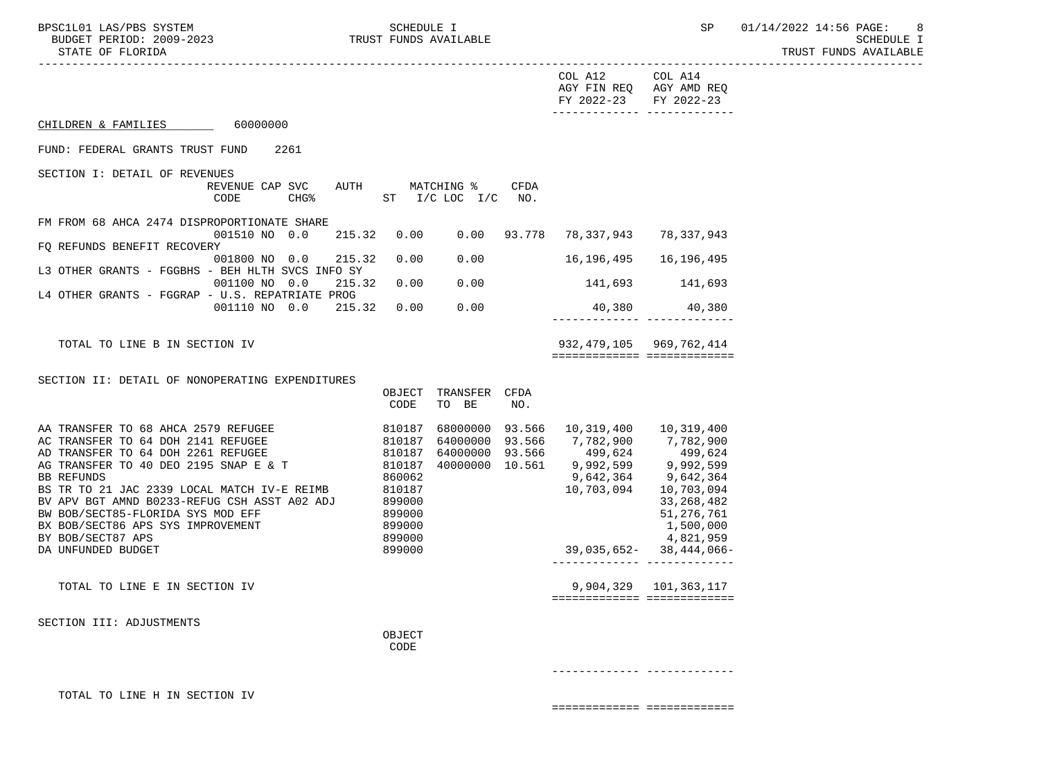COL A12 AGY FIN REQ FY 2022-23 | COL A14 AGY AMD REQ FY 2022-23

## CHILDREN & FAMILIES 60000000

FUND: FEDERAL GRANTS TRUST FUND 2261

### SECTION I: DETAIL OF REVENUES

| | REVENUE CODE | CAP CHG% | SVC | AUTH ST | MATCHING % I/C | LOC I/C | CFDA NO. | COL A12 AGY FIN REQ FY 2022-23 | COL A14 AGY AMD REQ FY 2022-23 |
|---|---|---|---|---|---|---|---|---|---|
| FM FROM 68 AHCA 2474 DISPROPORTIONATE SHARE | 001510 | NO | 0.0 | 215.32 | 0.00 | 0.00 | 93.778 | 78,337,943 | 78,337,943 |
| FQ REFUNDS BENEFIT RECOVERY | 001800 | NO | 0.0 | 215.32 | 0.00 | 0.00 | | 16,196,495 | 16,196,495 |
| L3 OTHER GRANTS - FGGBHS - BEH HLTH SVCS INFO SY | 001100 | NO | 0.0 | 215.32 | 0.00 | 0.00 | | 141,693 | 141,693 |
| L4 OTHER GRANTS - FGGRAP - U.S. REPATRIATE PROG | 001110 | NO | 0.0 | 215.32 | 0.00 | 0.00 | | 40,380 | 40,380 |
| TOTAL TO LINE B IN SECTION IV | | | | | | | | 932,479,105 | 969,762,414 |

### SECTION II: DETAIL OF NONOPERATING EXPENDITURES

| | OBJECT CODE | TRANSFER TO BE | CFDA NO. | COL A12 AGY FIN REQ FY 2022-23 | COL A14 AGY AMD REQ FY 2022-23 |
|---|---|---|---|---|---|
| AA TRANSFER TO 68 AHCA 2579 REFUGEE | 810187 | 68000000 | 93.566 | 10,319,400 | 10,319,400 |
| AC TRANSFER TO 64 DOH 2141 REFUGEE | 810187 | 64000000 | 93.566 | 7,782,900 | 7,782,900 |
| AD TRANSFER TO 64 DOH 2261 REFUGEE | 810187 | 64000000 | 93.566 | 499,624 | 499,624 |
| AG TRANSFER TO 40 DEO 2195 SNAP E & T | 810187 | 40000000 | 10.561 | 9,992,599 | 9,992,599 |
| BB REFUNDS | 860062 | | | 9,642,364 | 9,642,364 |
| BS TR TO 21 JAC 2339 LOCAL MATCH IV-E REIMB | 810187 | | | 10,703,094 | 10,703,094 |
| BV APV BGT AMND B0233-REFUG CSH ASST A02 ADJ | 899000 | | | | 33,268,482 |
| BW BOB/SECT85-FLORIDA SYS MOD EFF | 899000 | | | | 51,276,761 |
| BX BOB/SECT86 APS SYS IMPROVEMENT | 899000 | | | | 1,500,000 |
| BY BOB/SECT87 APS | 899000 | | | | 4,821,959 |
| DA UNFUNDED BUDGET | 899000 | | | 39,035,652- | 38,444,066- |
| TOTAL TO LINE E IN SECTION IV | | | | 9,904,329 | 101,363,117 |

### SECTION III: ADJUSTMENTS

| | OBJECT CODE | COL A12 AGY FIN REQ FY 2022-23 | COL A14 AGY AMD REQ FY 2022-23 |
|---|---|---|---|
| TOTAL TO LINE H IN SECTION IV | | | |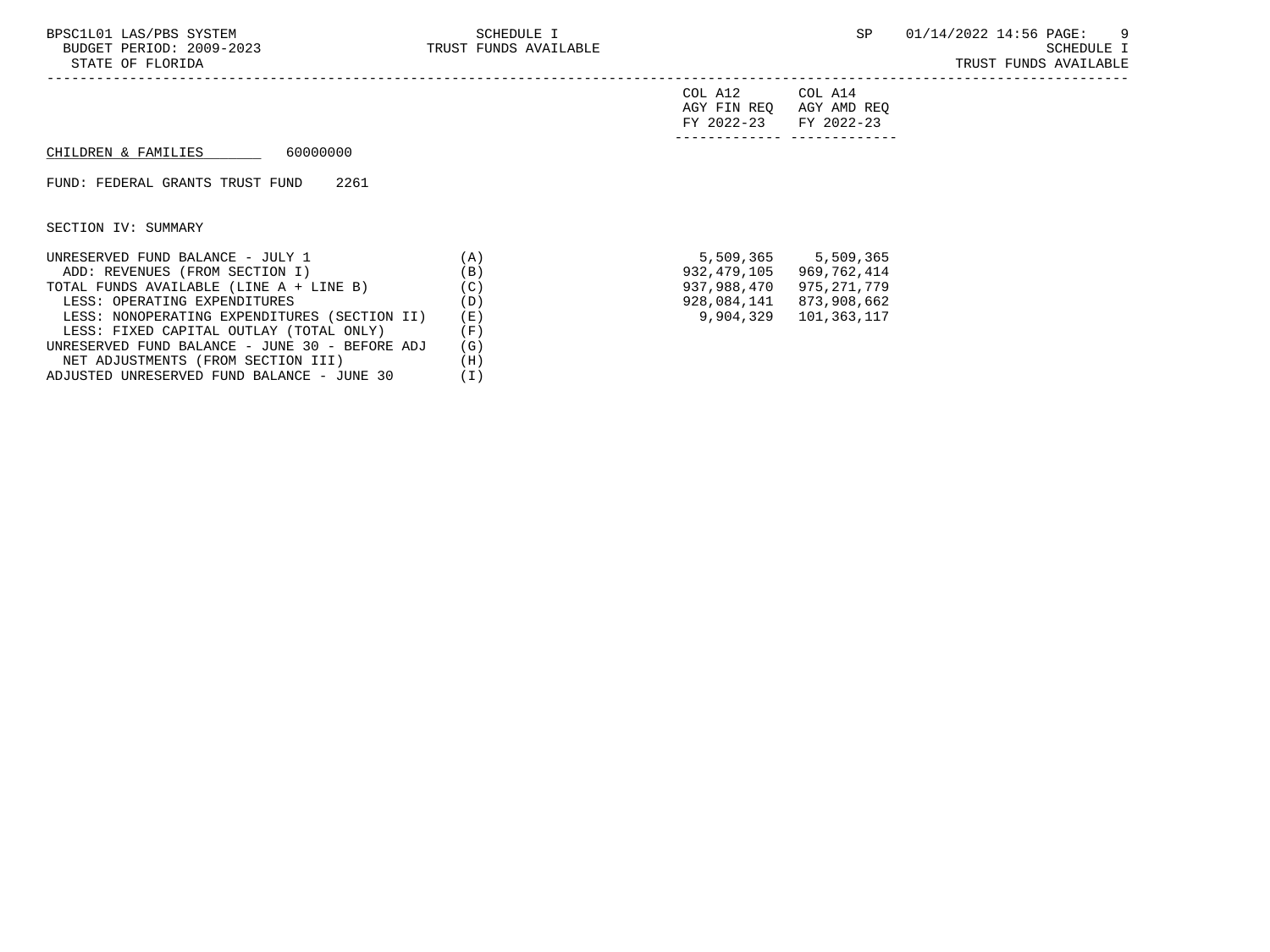SCHEDULE I
TRUST FUNDS AVAILABLE

CHILDREN & FAMILIES 60000000

FUND: FEDERAL GRANTS TRUST FUND 2261

SECTION IV: SUMMARY

| | | COL A12 AGY FIN REQ FY 2022-23 | COL A14 AGY AMD REQ FY 2022-23 |
|---|---|---|---|
| UNRESERVED FUND BALANCE - JULY 1 | (A) | 5,509,365 | 5,509,365 |
| ADD: REVENUES (FROM SECTION I) | (B) | 932,479,105 | 969,762,414 |
| TOTAL FUNDS AVAILABLE (LINE A + LINE B) | (C) | 937,988,470 | 975,271,779 |
| LESS: OPERATING EXPENDITURES | (D) | 928,084,141 | 873,908,662 |
| LESS: NONOPERATING EXPENDITURES (SECTION II) | (E) | 9,904,329 | 101,363,117 |
| LESS: FIXED CAPITAL OUTLAY (TOTAL ONLY) | (F) | | |
| UNRESERVED FUND BALANCE - JUNE 30 - BEFORE ADJ | (G) | | |
| NET ADJUSTMENTS (FROM SECTION III) | (H) | | |
| ADJUSTED UNRESERVED FUND BALANCE - JUNE 30 | (I) | | |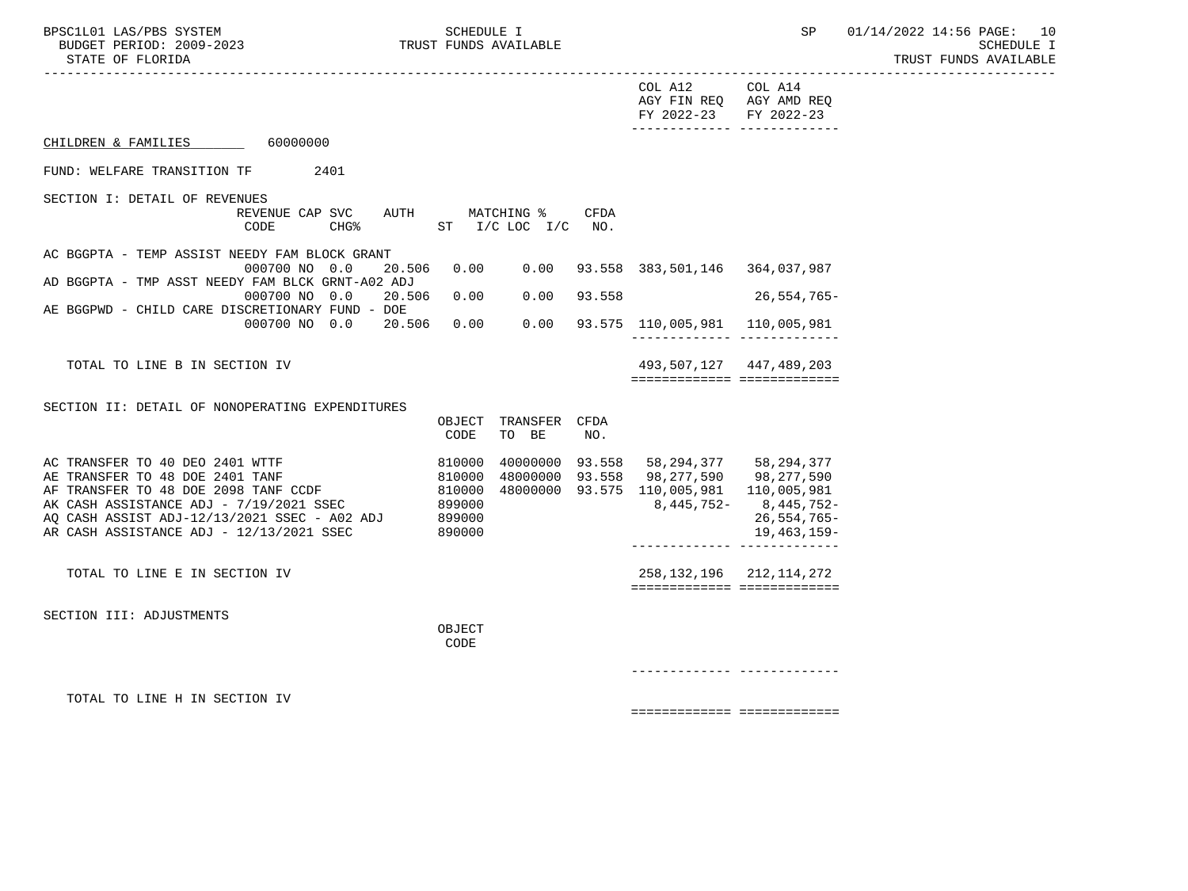SCHEDULE I
TRUST FUNDS AVAILABLE

|  | COL A12 AGY FIN REQ FY 2022-23 | COL A14 AGY AMD REQ FY 2022-23 |
|---|---|---|

CHILDREN & FAMILIES 60000000

FUND: WELFARE TRANSITION TF 2401

SECTION I: DETAIL OF REVENUES

| | REVENUE CODE | CAP SVC CHG% | AUTH ST | MATCHING % I/C LOC | I/C | CFDA NO. | COL A12 | COL A14 |
|---|---|---|---|---|---|---|---|---|
| AC BGGPTA - TEMP ASSIST NEEDY FAM BLOCK GRANT | 000700 | NO 0.0 | 20.506 | 0.00 | 0.00 | 93.558 | 383,501,146 | 364,037,987 |
| AD BGGPTA - TMP ASST NEEDY FAM BLCK GRNT-A02 ADJ | 000700 | NO 0.0 | 20.506 | 0.00 | 0.00 | 93.558 | | 26,554,765- |
| AE BGGPWD - CHILD CARE DISCRETIONARY FUND - DOE | 000700 | NO 0.0 | 20.506 | 0.00 | 0.00 | 93.575 | 110,005,981 | 110,005,981 |
| TOTAL TO LINE B IN SECTION IV | | | | | | | 493,507,127 | 447,489,203 |

SECTION II: DETAIL OF NONOPERATING EXPENDITURES

| | OBJECT CODE | TRANSFER TO BE | CFDA NO. | COL A12 | COL A14 |
|---|---|---|---|---|---|
| AC TRANSFER TO 40 DEO 2401 WTTF | 810000 | 40000000 | 93.558 | 58,294,377 | 58,294,377 |
| AE TRANSFER TO 48 DOE 2401 TANF | 810000 | 48000000 | 93.558 | 98,277,590 | 98,277,590 |
| AF TRANSFER TO 48 DOE 2098 TANF CCDF | 810000 | 48000000 | 93.575 | 110,005,981 | 110,005,981 |
| AK CASH ASSISTANCE ADJ - 7/19/2021 SSEC | 899000 | | | 8,445,752- | 8,445,752- |
| AQ CASH ASSIST ADJ-12/13/2021 SSEC - A02 ADJ | 899000 | | | | 26,554,765- |
| AR CASH ASSISTANCE ADJ - 12/13/2021 SSEC | 890000 | | | | 19,463,159- |
| TOTAL TO LINE E IN SECTION IV | | | | 258,132,196 | 212,114,272 |

SECTION III: ADJUSTMENTS

| | OBJECT CODE | COL A12 | COL A14 |
|---|---|---|---|
| TOTAL TO LINE H IN SECTION IV | | | |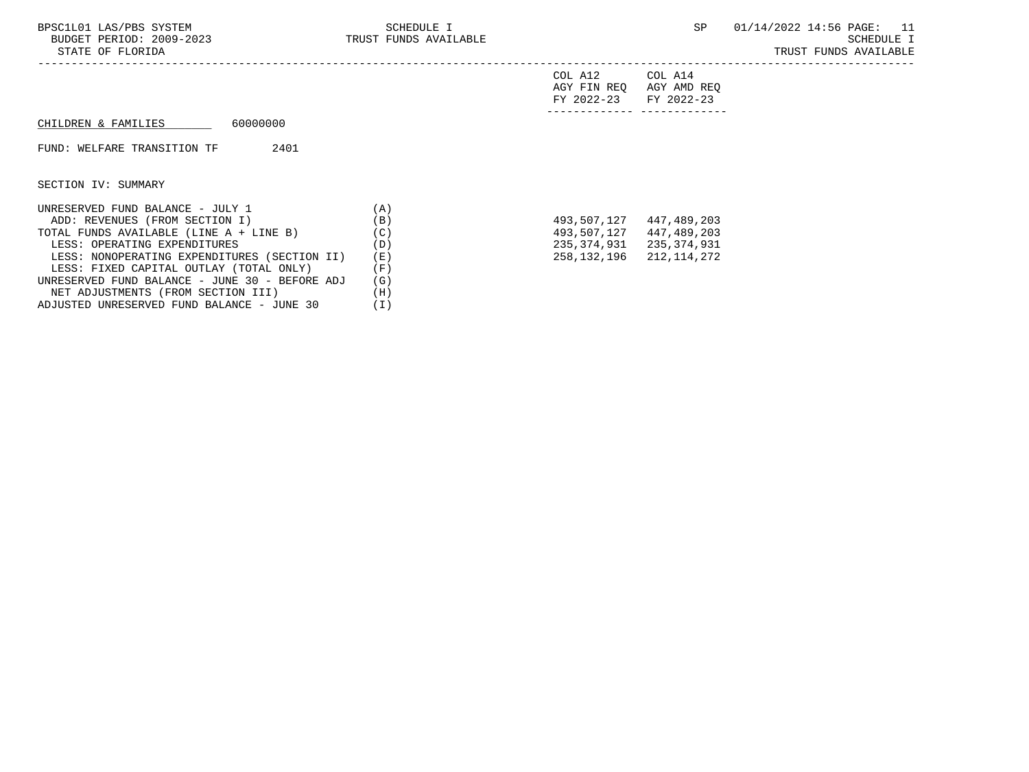CHILDREN & FAMILIES 60000000

FUND: WELFARE TRANSITION TF 2401

SECTION IV: SUMMARY

| | | COL A12 AGY FIN REQ FY 2022-23 | COL A14 AGY AMD REQ FY 2022-23 |
|---|---|---|---|
| UNRESERVED FUND BALANCE - JULY 1 | (A) | | |
| ADD: REVENUES (FROM SECTION I) | (B) | 493,507,127 | 447,489,203 |
| TOTAL FUNDS AVAILABLE (LINE A + LINE B) | (C) | 493,507,127 | 447,489,203 |
| LESS: OPERATING EXPENDITURES | (D) | 235,374,931 | 235,374,931 |
| LESS: NONOPERATING EXPENDITURES (SECTION II) | (E) | 258,132,196 | 212,114,272 |
| LESS: FIXED CAPITAL OUTLAY (TOTAL ONLY) | (F) | | |
| UNRESERVED FUND BALANCE - JUNE 30 - BEFORE ADJ | (G) | | |
| NET ADJUSTMENTS (FROM SECTION III) | (H) | | |
| ADJUSTED UNRESERVED FUND BALANCE - JUNE 30 | (I) | | |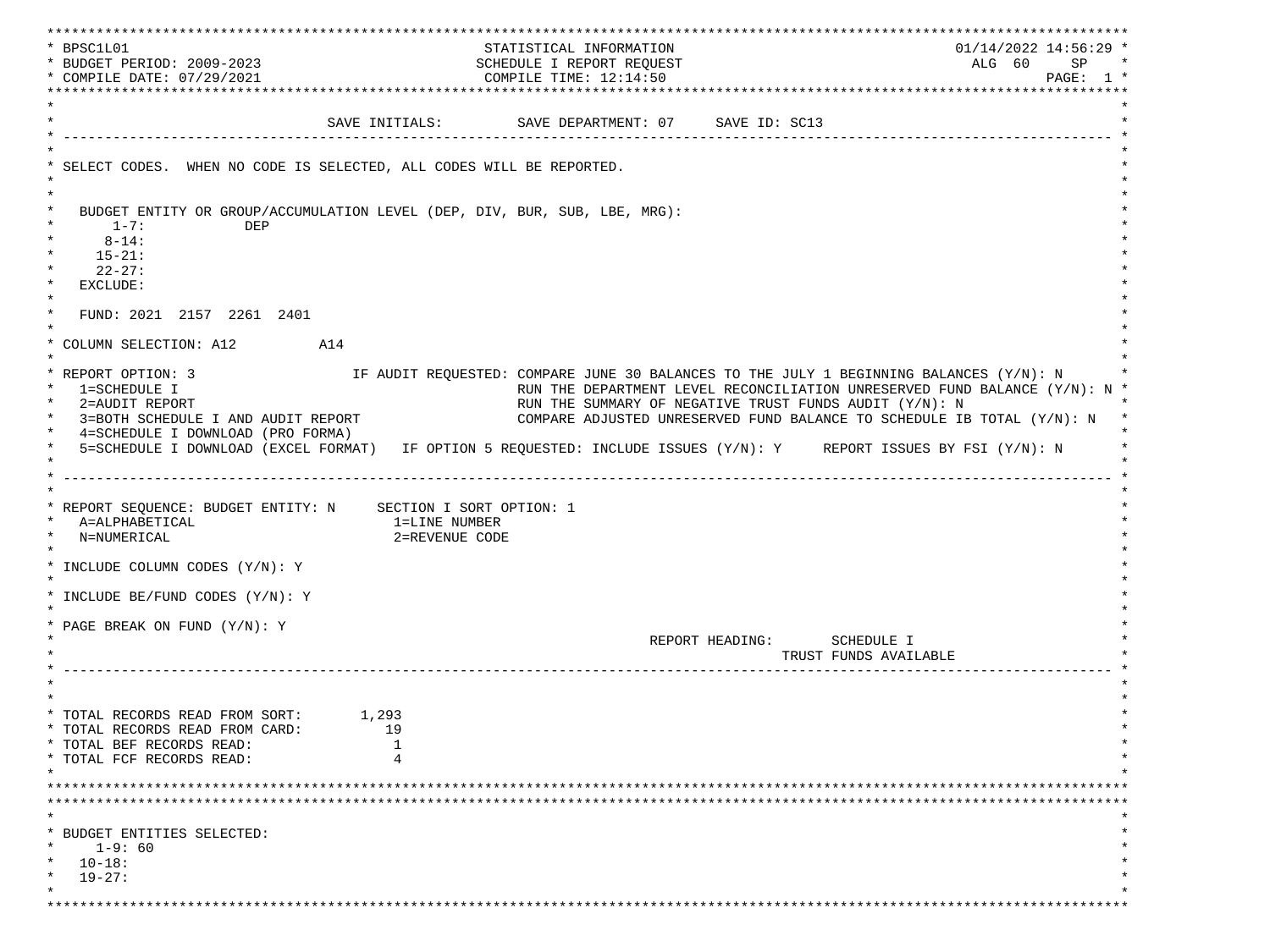```
BPSC1L01                                   STATISTICAL INFORMATION                                01/14/2022 14:56:29
BUDGET PERIOD: 2009-2023                   SCHEDULE I REPORT REQUEST                              ALG 60     SP
COMPILE DATE: 07/29/2021                   COMPILE TIME: 12:14:50                                 PAGE: 1

                      SAVE INITIALS:         SAVE DEPARTMENT: 07     SAVE ID: SC13
---------------------------------------------------------------------------------------------------------------

SELECT CODES.  WHEN NO CODE IS SELECTED, ALL CODES WILL BE REPORTED.

  BUDGET ENTITY OR GROUP/ACCUMULATION LEVEL (DEP, DIV, BUR, SUB, LBE, MRG):
      1-7:           DEP
     8-14:
    15-21:
    22-27:
  EXCLUDE:

  FUND: 2021  2157  2261  2401

COLUMN SELECTION: A12          A14

REPORT OPTION: 3                  IF AUDIT REQUESTED: COMPARE JUNE 30 BALANCES TO THE JULY 1 BEGINNING BALANCES (Y/N): N
  1=SCHEDULE I                                        RUN THE DEPARTMENT LEVEL RECONCILIATION UNRESERVED FUND BALANCE (Y/N): N
  2=AUDIT REPORT                                      RUN THE SUMMARY OF NEGATIVE TRUST FUNDS AUDIT (Y/N): N
  3=BOTH SCHEDULE I AND AUDIT REPORT                  COMPARE ADJUSTED UNRESERVED FUND BALANCE TO SCHEDULE IB TOTAL (Y/N): N
  4=SCHEDULE I DOWNLOAD (PRO FORMA)
  5=SCHEDULE I DOWNLOAD (EXCEL FORMAT)   IF OPTION 5 REQUESTED: INCLUDE ISSUES (Y/N): Y     REPORT ISSUES BY FSI (Y/N): N
---------------------------------------------------------------------------------------------------------------

REPORT SEQUENCE: BUDGET ENTITY: N     SECTION I SORT OPTION: 1
  A=ALPHABETICAL                        1=LINE NUMBER
  N=NUMERICAL                           2=REVENUE CODE

INCLUDE COLUMN CODES (Y/N): Y

INCLUDE BE/FUND CODES (Y/N): Y

PAGE BREAK ON FUND (Y/N): Y
                                                                   REPORT HEADING:      SCHEDULE I
                                                                                  TRUST FUNDS AVAILABLE
---------------------------------------------------------------------------------------------------------------

TOTAL RECORDS READ FROM SORT:       1,293
TOTAL RECORDS READ FROM CARD:          19
TOTAL BEF RECORDS READ:                 1
TOTAL FCF RECORDS READ:                 4

BUDGET ENTITIES SELECTED:
    1-9: 60
  10-18:
  19-27:
```